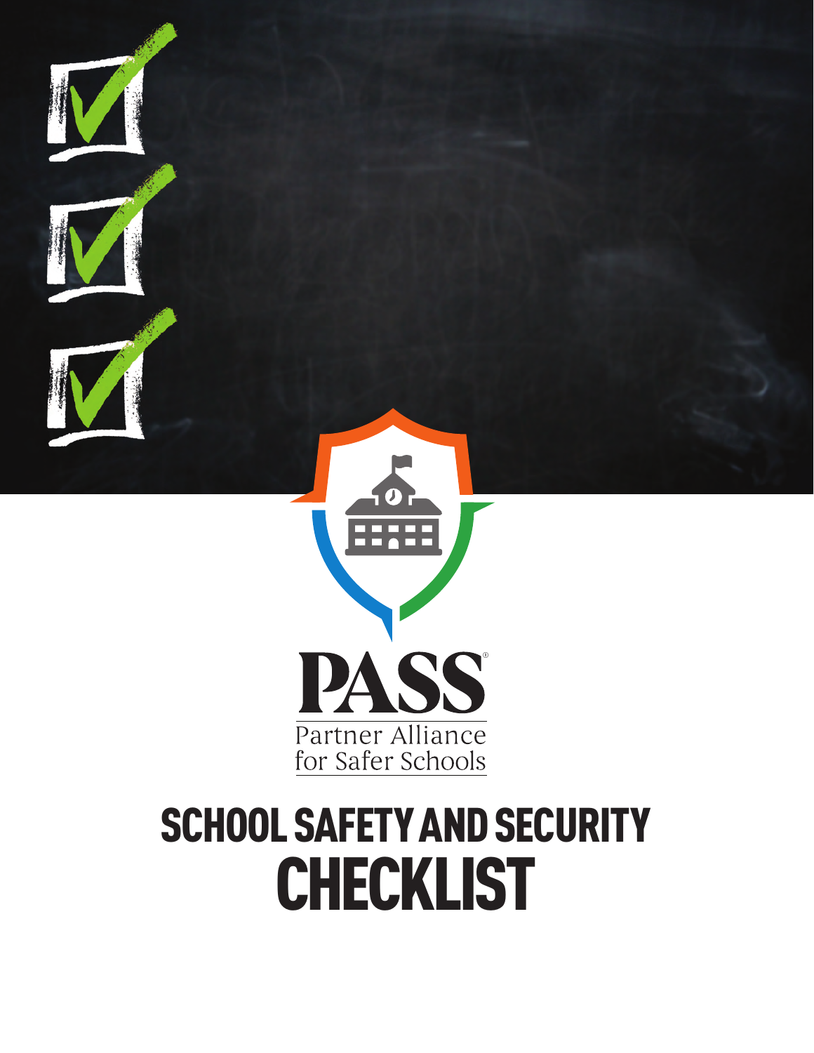PASS®

Partner Alliance for Safer Schools

# SCHOOL SAFETY AND SECURITY CHECKLIST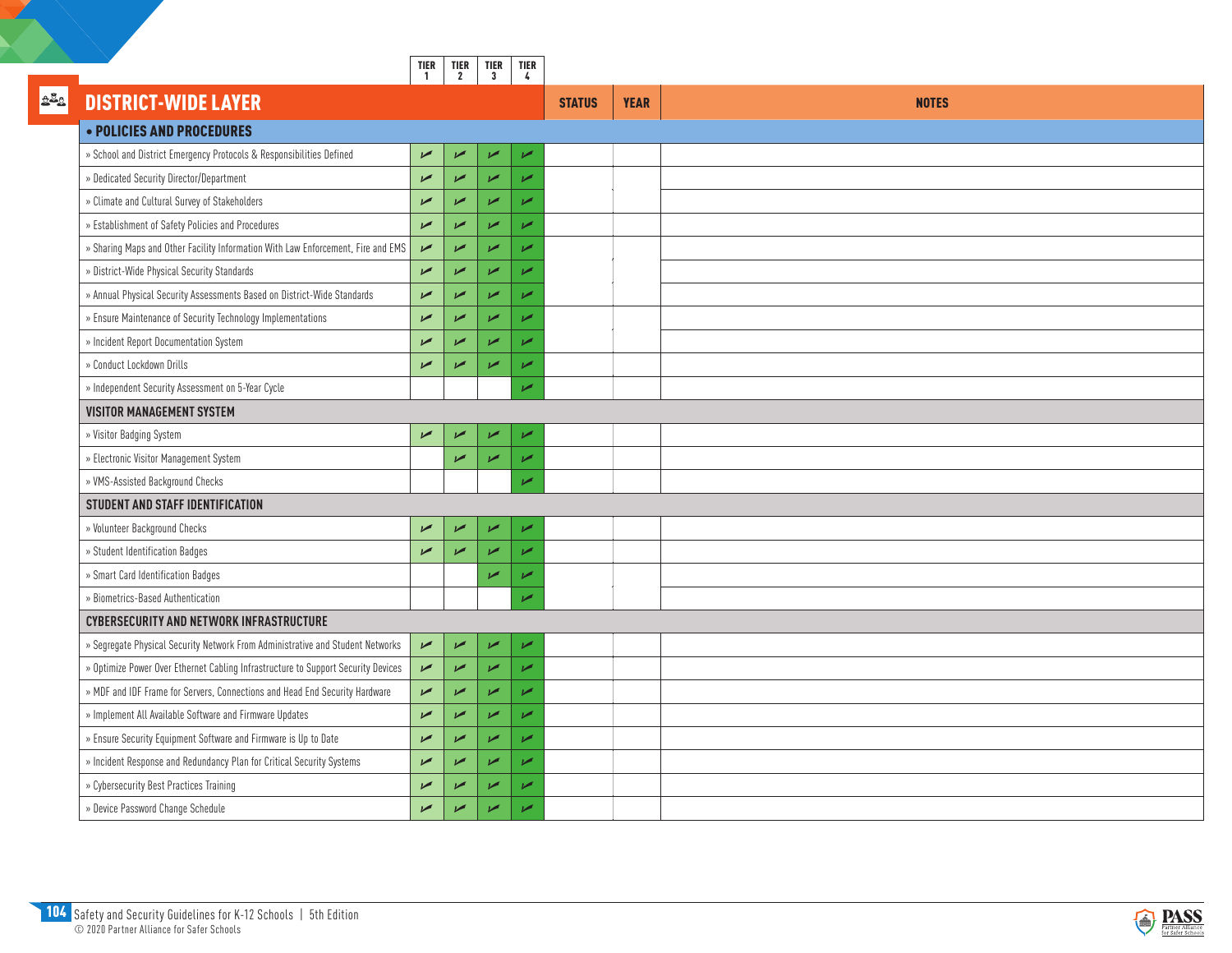| DISTRICT-WIDE LAYER | TIER 1 | TIER 2 | TIER 3 | TIER 4 | STATUS | YEAR | NOTES |
|---|---|---|---|---|---|---|---|
| **• POLICIES AND PROCEDURES** | | | | | | | |
| » School and District Emergency Protocols & Responsibilities Defined | ✓ | ✓ | ✓ | ✓ | | | |
| » Dedicated Security Director/Department | ✓ | ✓ | ✓ | ✓ | | | |
| » Climate and Cultural Survey of Stakeholders | ✓ | ✓ | ✓ | ✓ | | | |
| » Establishment of Safety Policies and Procedures | ✓ | ✓ | ✓ | ✓ | | | |
| » Sharing Maps and Other Facility Information With Law Enforcement, Fire and EMS | ✓ | ✓ | ✓ | ✓ | | | |
| » District-Wide Physical Security Standards | ✓ | ✓ | ✓ | ✓ | | | |
| » Annual Physical Security Assessments Based on District-Wide Standards | ✓ | ✓ | ✓ | ✓ | | | |
| » Ensure Maintenance of Security Technology Implementations | ✓ | ✓ | ✓ | ✓ | | | |
| » Incident Report Documentation System | ✓ | ✓ | ✓ | ✓ | | | |
| » Conduct Lockdown Drills | ✓ | ✓ | ✓ | ✓ | | | |
| » Independent Security Assessment on 5-Year Cycle | | | | ✓ | | | |
| **VISITOR MANAGEMENT SYSTEM** | | | | | | | |
| » Visitor Badging System | ✓ | ✓ | ✓ | ✓ | | | |
| » Electronic Visitor Management System | | ✓ | ✓ | ✓ | | | |
| » VMS-Assisted Background Checks | | | | ✓ | | | |
| **STUDENT AND STAFF IDENTIFICATION** | | | | | | | |
| » Volunteer Background Checks | ✓ | ✓ | ✓ | ✓ | | | |
| » Student Identification Badges | ✓ | ✓ | ✓ | ✓ | | | |
| » Smart Card Identification Badges | | | ✓ | ✓ | | | |
| » Biometrics-Based Authentication | | | | ✓ | | | |
| **CYBERSECURITY AND NETWORK INFRASTRUCTURE** | | | | | | | |
| » Segregate Physical Security Network From Administrative and Student Networks | ✓ | ✓ | ✓ | ✓ | | | |
| » Optimize Power Over Ethernet Cabling Infrastructure to Support Security Devices | ✓ | ✓ | ✓ | ✓ | | | |
| » MDF and IDF Frame for Servers, Connections and Head End Security Hardware | ✓ | ✓ | ✓ | ✓ | | | |
| » Implement All Available Software and Firmware Updates | ✓ | ✓ | ✓ | ✓ | | | |
| » Ensure Security Equipment Software and Firmware is Up to Date | ✓ | ✓ | ✓ | ✓ | | | |
| » Incident Response and Redundancy Plan for Critical Security Systems | ✓ | ✓ | ✓ | ✓ | | | |
| » Cybersecurity Best Practices Training | ✓ | ✓ | ✓ | ✓ | | | |
| » Device Password Change Schedule | ✓ | ✓ | ✓ | ✓ | | | |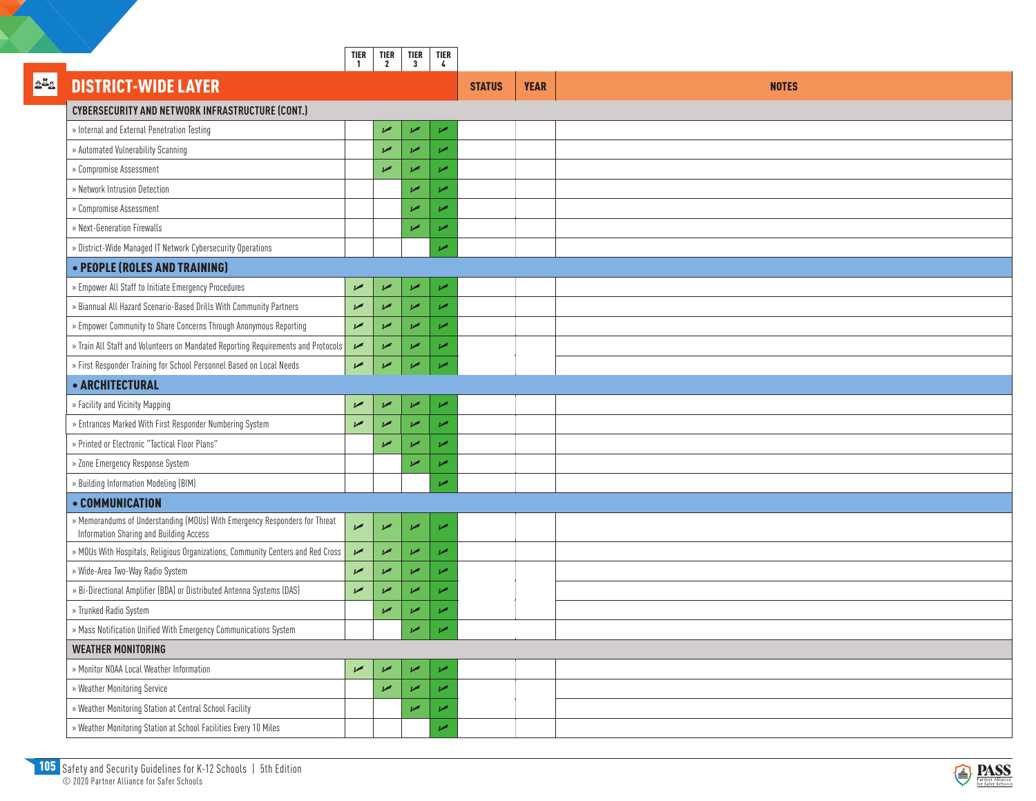| DISTRICT-WIDE LAYER | TIER 1 | TIER 2 | TIER 3 | TIER 4 | STATUS | YEAR | NOTES |
|---|---|---|---|---|---|---|---|
| **CYBERSECURITY AND NETWORK INFRASTRUCTURE (CONT.)** | | | | | | | |
| » Internal and External Penetration Testing | | ✓ | ✓ | ✓ | | | |
| » Automated Vulnerability Scanning | | ✓ | ✓ | ✓ | | | |
| » Compromise Assessment | | ✓ | ✓ | ✓ | | | |
| » Network Intrusion Detection | | | ✓ | ✓ | | | |
| » Compromise Assessment | | | ✓ | ✓ | | | |
| » Next-Generation Firewalls | | | ✓ | ✓ | | | |
| » District-Wide Managed IT Network Cybersecurity Operations | | | | ✓ | | | |
| **• PEOPLE (ROLES AND TRAINING)** | | | | | | | |
| » Empower All Staff to Initiate Emergency Procedures | ✓ | ✓ | ✓ | ✓ | | | |
| » Biannual All Hazard Scenario-Based Drills With Community Partners | ✓ | ✓ | ✓ | ✓ | | | |
| » Empower Community to Share Concerns Through Anonymous Reporting | ✓ | ✓ | ✓ | ✓ | | | |
| » Train All Staff and Volunteers on Mandated Reporting Requirements and Protocols | ✓ | ✓ | ✓ | ✓ | | | |
| » First Responder Training for School Personnel Based on Local Needs | ✓ | ✓ | ✓ | ✓ | | | |
| **• ARCHITECTURAL** | | | | | | | |
| » Facility and Vicinity Mapping | ✓ | ✓ | ✓ | ✓ | | | |
| » Entrances Marked With First Responder Numbering System | ✓ | ✓ | ✓ | ✓ | | | |
| » Printed or Electronic "Tactical Floor Plans" | | ✓ | ✓ | ✓ | | | |
| » Zone Emergency Response System | | | ✓ | ✓ | | | |
| » Building Information Modeling (BIM) | | | | ✓ | | | |
| **• COMMUNICATION** | | | | | | | |
| » Memorandums of Understanding (MOUs) With Emergency Responders for Threat Information Sharing and Building Access | ✓ | ✓ | ✓ | ✓ | | | |
| » MOUs With Hospitals, Religious Organizations, Community Centers and Red Cross | ✓ | ✓ | ✓ | ✓ | | | |
| » Wide-Area Two-Way Radio System | ✓ | ✓ | ✓ | ✓ | | | |
| » Bi-Directional Amplifier (BDA) or Distributed Antenna Systems (DAS) | ✓ | ✓ | ✓ | ✓ | | | |
| » Trunked Radio System | | ✓ | ✓ | ✓ | | | |
| » Mass Notification Unified With Emergency Communications System | | | ✓ | ✓ | | | |
| **WEATHER MONITORING** | | | | | | | |
| » Monitor NOAA Local Weather Information | ✓ | ✓ | ✓ | ✓ | | | |
| » Weather Monitoring Service | | ✓ | ✓ | ✓ | | | |
| » Weather Monitoring Station at Central School Facility | | | ✓ | ✓ | | | |
| » Weather Monitoring Station at School Facilities Every 10 Miles | | | | ✓ | | | |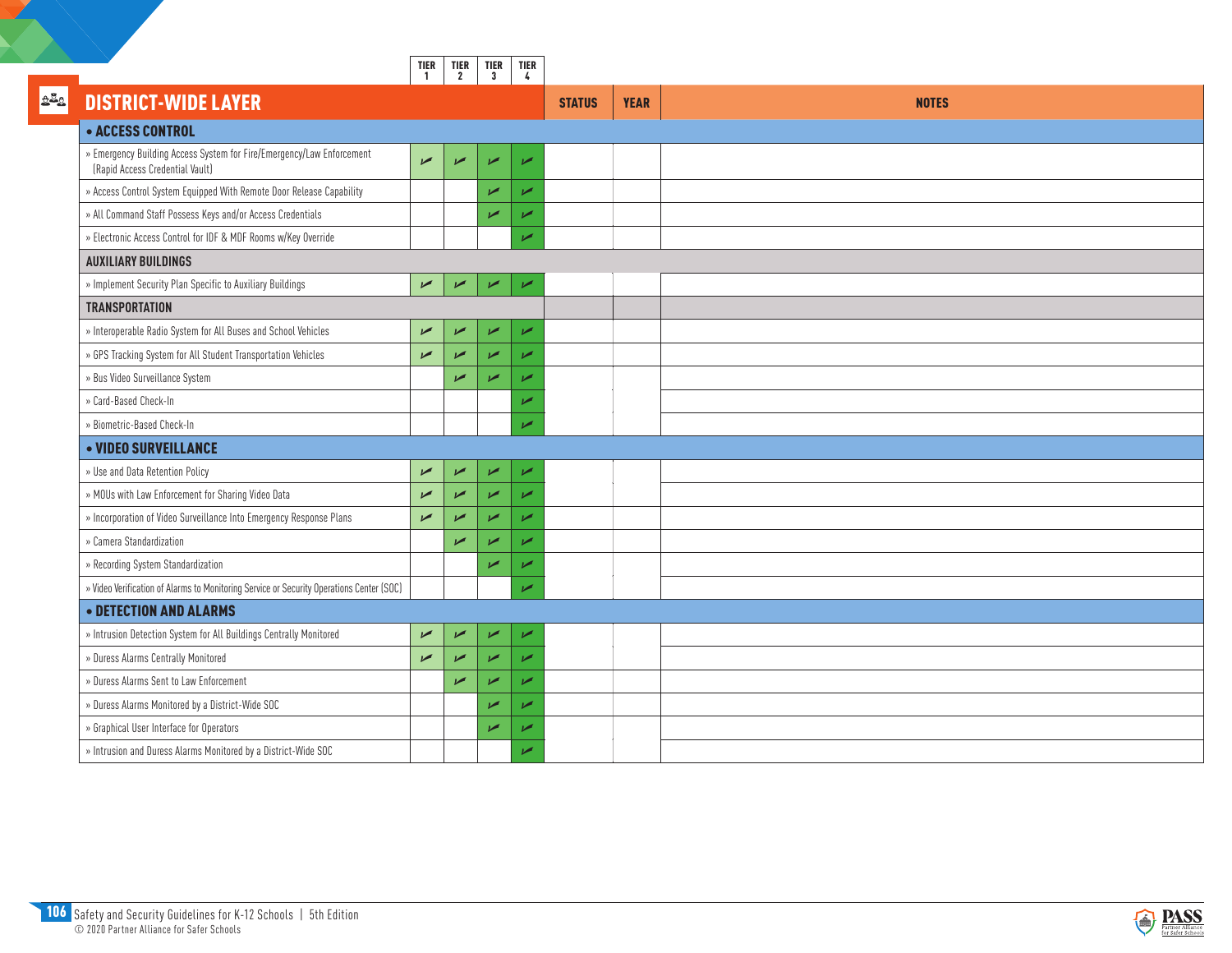| DISTRICT-WIDE LAYER | TIER 1 | TIER 2 | TIER 3 | TIER 4 | STATUS | YEAR | NOTES |
|---|---|---|---|---|---|---|---|
| **• ACCESS CONTROL** | | | | | | | |
| » Emergency Building Access System for Fire/Emergency/Law Enforcement (Rapid Access Credential Vault) | ✓ | ✓ | ✓ | ✓ | | | |
| » Access Control System Equipped With Remote Door Release Capability | | | ✓ | ✓ | | | |
| » All Command Staff Possess Keys and/or Access Credentials | | | ✓ | ✓ | | | |
| » Electronic Access Control for IDF & MDF Rooms w/Key Override | | | | ✓ | | | |
| **AUXILIARY BUILDINGS** | | | | | | | |
| » Implement Security Plan Specific to Auxiliary Buildings | ✓ | ✓ | ✓ | ✓ | | | |
| **TRANSPORTATION** | | | | | | | |
| » Interoperable Radio System for All Buses and School Vehicles | ✓ | ✓ | ✓ | ✓ | | | |
| » GPS Tracking System for All Student Transportation Vehicles | ✓ | ✓ | ✓ | ✓ | | | |
| » Bus Video Surveillance System | | ✓ | ✓ | ✓ | | | |
| » Card-Based Check-In | | | | ✓ | | | |
| » Biometric-Based Check-In | | | | ✓ | | | |
| **• VIDEO SURVEILLANCE** | | | | | | | |
| » Use and Data Retention Policy | ✓ | ✓ | ✓ | ✓ | | | |
| » MOUs with Law Enforcement for Sharing Video Data | ✓ | ✓ | ✓ | ✓ | | | |
| » Incorporation of Video Surveillance Into Emergency Response Plans | ✓ | ✓ | ✓ | ✓ | | | |
| » Camera Standardization | | ✓ | ✓ | ✓ | | | |
| » Recording System Standardization | | | ✓ | ✓ | | | |
| » Video Verification of Alarms to Monitoring Service or Security Operations Center (SOC) | | | | ✓ | | | |
| **• DETECTION AND ALARMS** | | | | | | | |
| » Intrusion Detection System for All Buildings Centrally Monitored | ✓ | ✓ | ✓ | ✓ | | | |
| » Duress Alarms Centrally Monitored | ✓ | ✓ | ✓ | ✓ | | | |
| » Duress Alarms Sent to Law Enforcement | | ✓ | ✓ | ✓ | | | |
| » Duress Alarms Monitored by a District-Wide SOC | | | ✓ | ✓ | | | |
| » Graphical User Interface for Operators | | | ✓ | ✓ | | | |
| » Intrusion and Duress Alarms Monitored by a District-Wide SOC | | | | ✓ | | | |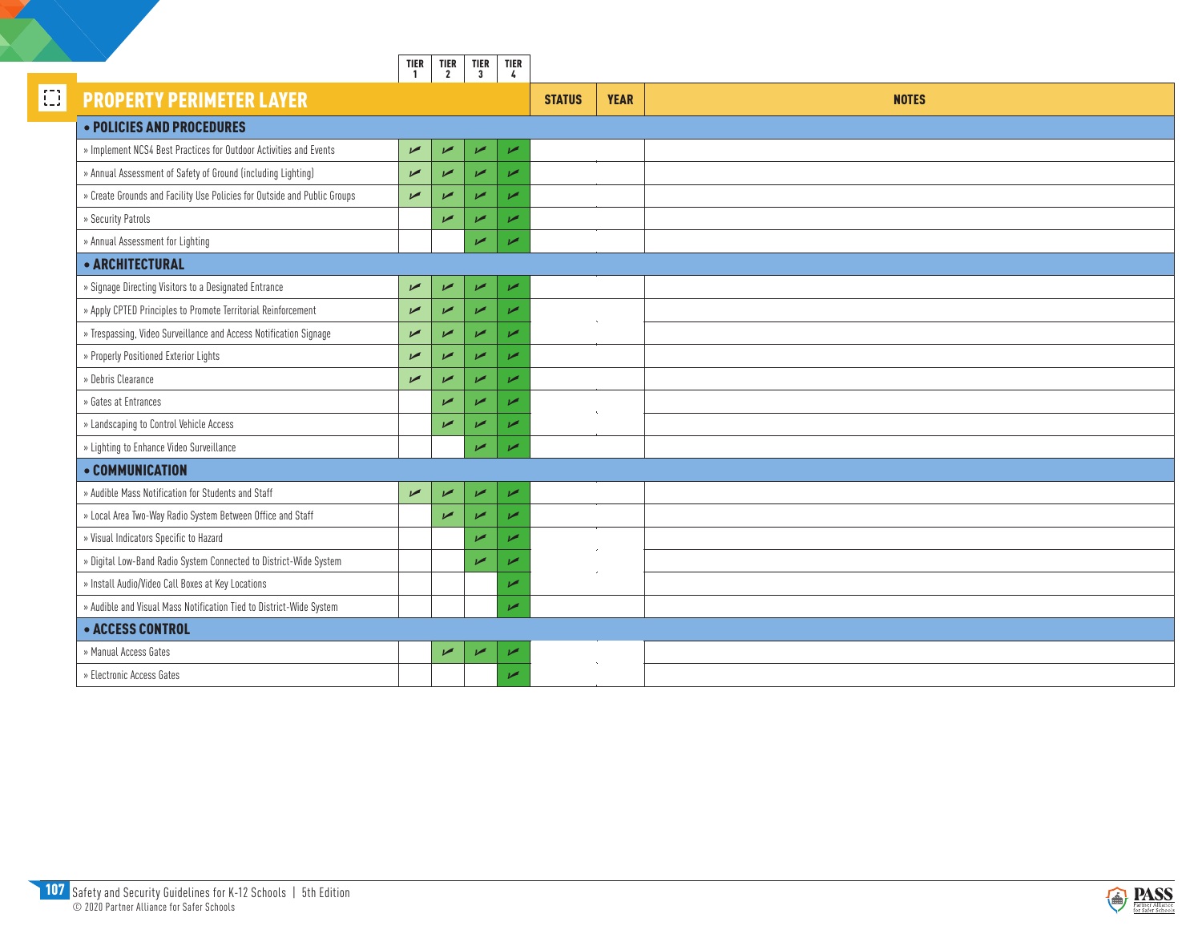| PROPERTY PERIMETER LAYER | TIER 1 | TIER 2 | TIER 3 | TIER 4 | STATUS | YEAR | NOTES |
|---|---|---|---|---|---|---|---|
| **• POLICIES AND PROCEDURES** | | | | | | | |
| » Implement NCS4 Best Practices for Outdoor Activities and Events | ✓ | ✓ | ✓ | ✓ | | | |
| » Annual Assessment of Safety of Ground (including Lighting) | ✓ | ✓ | ✓ | ✓ | | | |
| » Create Grounds and Facility Use Policies for Outside and Public Groups | ✓ | ✓ | ✓ | ✓ | | | |
| » Security Patrols | | ✓ | ✓ | ✓ | | | |
| » Annual Assessment for Lighting | | | ✓ | ✓ | | | |
| **• ARCHITECTURAL** | | | | | | | |
| » Signage Directing Visitors to a Designated Entrance | ✓ | ✓ | ✓ | ✓ | | | |
| » Apply CPTED Principles to Promote Territorial Reinforcement | ✓ | ✓ | ✓ | ✓ | | | |
| » Trespassing, Video Surveillance and Access Notification Signage | ✓ | ✓ | ✓ | ✓ | | | |
| » Properly Positioned Exterior Lights | ✓ | ✓ | ✓ | ✓ | | | |
| » Debris Clearance | ✓ | ✓ | ✓ | ✓ | | | |
| » Gates at Entrances | | ✓ | ✓ | ✓ | | | |
| » Landscaping to Control Vehicle Access | | ✓ | ✓ | ✓ | | | |
| » Lighting to Enhance Video Surveillance | | | ✓ | ✓ | | | |
| **• COMMUNICATION** | | | | | | | |
| » Audible Mass Notification for Students and Staff | ✓ | ✓ | ✓ | ✓ | | | |
| » Local Area Two-Way Radio System Between Office and Staff | | ✓ | ✓ | ✓ | | | |
| » Visual Indicators Specific to Hazard | | | ✓ | ✓ | | | |
| » Digital Low-Band Radio System Connected to District-Wide System | | | ✓ | ✓ | | | |
| » Install Audio/Video Call Boxes at Key Locations | | | | ✓ | | | |
| » Audible and Visual Mass Notification Tied to District-Wide System | | | | ✓ | | | |
| **• ACCESS CONTROL** | | | | | | | |
| » Manual Access Gates | | ✓ | ✓ | ✓ | | | |
| » Electronic Access Gates | | | | ✓ | | | |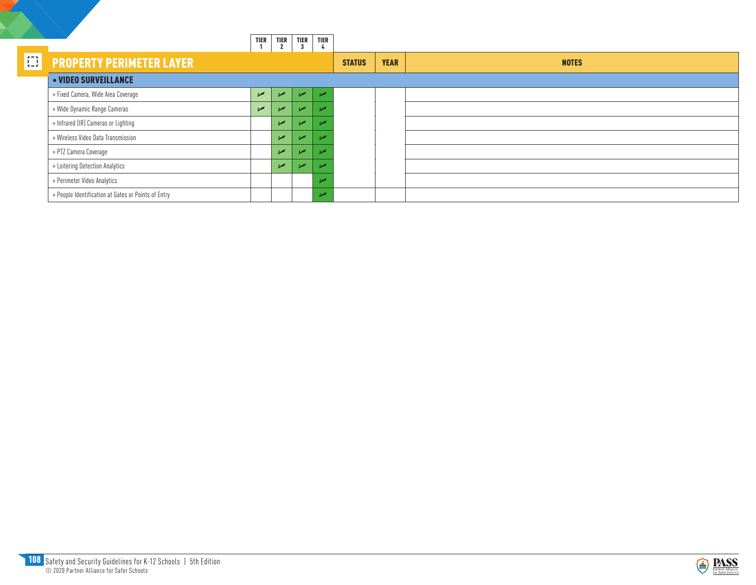| PROPERTY PERIMETER LAYER | TIER 1 | TIER 2 | TIER 3 | TIER 4 | STATUS | YEAR | NOTES |
|---|---|---|---|---|---|---|---|
| **• VIDEO SURVEILLANCE** | | | | | | | |
| » Fixed Camera, Wide Area Coverage | ✓ | ✓ | ✓ | ✓ | | | |
| » Wide Dynamic Range Cameras | ✓ | ✓ | ✓ | ✓ | | | |
| » Infrared (IR) Cameras or Lighting | | ✓ | ✓ | ✓ | | | |
| » Wireless Video Data Transmission | | ✓ | ✓ | ✓ | | | |
| » PTZ Camera Coverage | | ✓ | ✓ | ✓ | | | |
| » Loitering Detection Analytics | | ✓ | ✓ | ✓ | | | |
| » Perimeter Video Analytics | | | | ✓ | | | |
| » People Identification at Gates or Points of Entry | | | | ✓ | | | |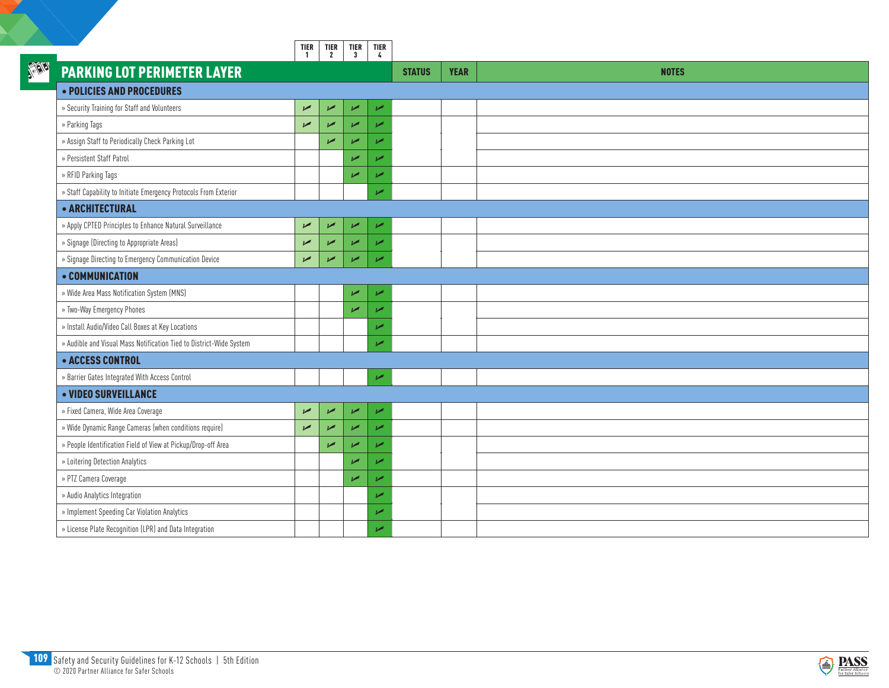| PARKING LOT PERIMETER LAYER | TIER 1 | TIER 2 | TIER 3 | TIER 4 | STATUS | YEAR | NOTES |
|---|---|---|---|---|---|---|---|
| **• POLICIES AND PROCEDURES** | | | | | | | |
| » Security Training for Staff and Volunteers | ✓ | ✓ | ✓ | ✓ | | | |
| » Parking Tags | ✓ | ✓ | ✓ | ✓ | | | |
| » Assign Staff to Periodically Check Parking Lot | | ✓ | ✓ | ✓ | | | |
| » Persistent Staff Patrol | | | ✓ | ✓ | | | |
| » RFID Parking Tags | | | ✓ | ✓ | | | |
| » Staff Capability to Initiate Emergency Protocols From Exterior | | | | ✓ | | | |
| **• ARCHITECTURAL** | | | | | | | |
| » Apply CPTED Principles to Enhance Natural Surveillance | ✓ | ✓ | ✓ | ✓ | | | |
| » Signage (Directing to Appropriate Areas) | ✓ | ✓ | ✓ | ✓ | | | |
| » Signage Directing to Emergency Communication Device | ✓ | ✓ | ✓ | ✓ | | | |
| **• COMMUNICATION** | | | | | | | |
| » Wide Area Mass Notification System (MNS) | | | ✓ | ✓ | | | |
| » Two-Way Emergency Phones | | | ✓ | ✓ | | | |
| » Install Audio/Video Call Boxes at Key Locations | | | | ✓ | | | |
| » Audible and Visual Mass Notification Tied to District-Wide System | | | | ✓ | | | |
| **• ACCESS CONTROL** | | | | | | | |
| » Barrier Gates Integrated With Access Control | | | | ✓ | | | |
| **• VIDEO SURVEILLANCE** | | | | | | | |
| » Fixed Camera, Wide Area Coverage | ✓ | ✓ | ✓ | ✓ | | | |
| » Wide Dynamic Range Cameras (when conditions require) | ✓ | ✓ | ✓ | ✓ | | | |
| » People Identification Field of View at Pickup/Drop-off Area | | ✓ | ✓ | ✓ | | | |
| » Loitering Detection Analytics | | | ✓ | ✓ | | | |
| » PTZ Camera Coverage | | | ✓ | ✓ | | | |
| » Audio Analytics Integration | | | | ✓ | | | |
| » Implement Speeding Car Violation Analytics | | | | ✓ | | | |
| » License Plate Recognition (LPR) and Data Integration | | | | ✓ | | | |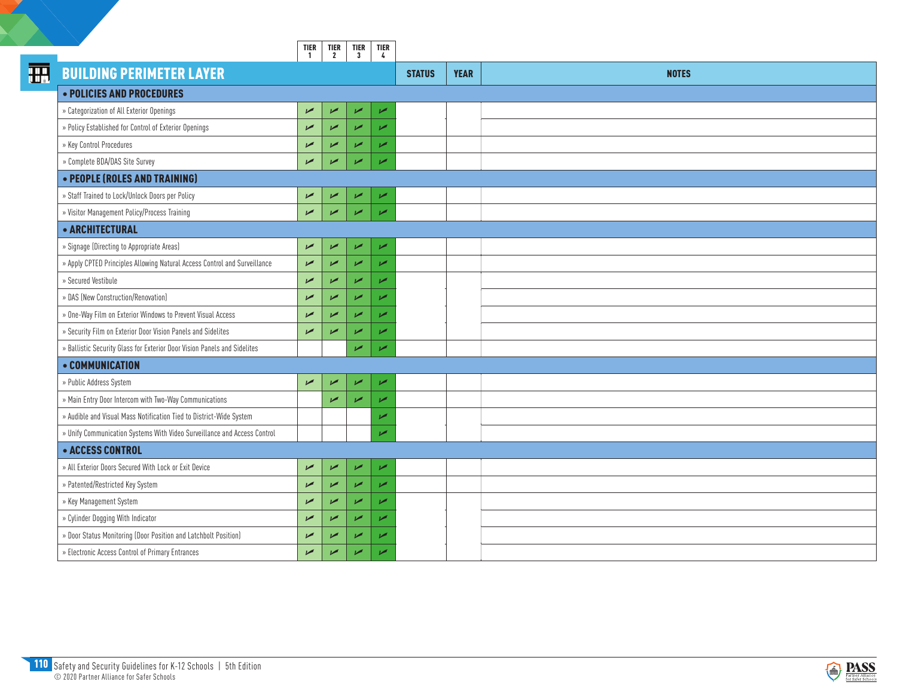| BUILDING PERIMETER LAYER | TIER 1 | TIER 2 | TIER 3 | TIER 4 | STATUS | YEAR | NOTES |
|---|---|---|---|---|---|---|---|
| **• POLICIES AND PROCEDURES** | | | | | | | |
| » Categorization of All Exterior Openings | ✓ | ✓ | ✓ | ✓ | | | |
| » Policy Established for Control of Exterior Openings | ✓ | ✓ | ✓ | ✓ | | | |
| » Key Control Procedures | ✓ | ✓ | ✓ | ✓ | | | |
| » Complete BDA/DAS Site Survey | ✓ | ✓ | ✓ | ✓ | | | |
| **• PEOPLE (ROLES AND TRAINING)** | | | | | | | |
| » Staff Trained to Lock/Unlock Doors per Policy | ✓ | ✓ | ✓ | ✓ | | | |
| » Visitor Management Policy/Process Training | ✓ | ✓ | ✓ | ✓ | | | |
| **• ARCHITECTURAL** | | | | | | | |
| » Signage (Directing to Appropriate Areas) | ✓ | ✓ | ✓ | ✓ | | | |
| » Apply CPTED Principles Allowing Natural Access Control and Surveillance | ✓ | ✓ | ✓ | ✓ | | | |
| » Secured Vestibule | ✓ | ✓ | ✓ | ✓ | | | |
| » DAS (New Construction/Renovation) | ✓ | ✓ | ✓ | ✓ | | | |
| » One-Way Film on Exterior Windows to Prevent Visual Access | ✓ | ✓ | ✓ | ✓ | | | |
| » Security Film on Exterior Door Vision Panels and Sidelites | ✓ | ✓ | ✓ | ✓ | | | |
| » Ballistic Security Glass for Exterior Door Vision Panels and Sidelites | | | ✓ | ✓ | | | |
| **• COMMUNICATION** | | | | | | | |
| » Public Address System | ✓ | ✓ | ✓ | ✓ | | | |
| » Main Entry Door Intercom with Two-Way Communications | | ✓ | ✓ | ✓ | | | |
| » Audible and Visual Mass Notification Tied to District-Wide System | | | | ✓ | | | |
| » Unify Communication Systems With Video Surveillance and Access Control | | | | ✓ | | | |
| **• ACCESS CONTROL** | | | | | | | |
| » All Exterior Doors Secured With Lock or Exit Device | ✓ | ✓ | ✓ | ✓ | | | |
| » Patented/Restricted Key System | ✓ | ✓ | ✓ | ✓ | | | |
| » Key Management System | ✓ | ✓ | ✓ | ✓ | | | |
| » Cylinder Dogging With Indicator | ✓ | ✓ | ✓ | ✓ | | | |
| » Door Status Monitoring (Door Position and Latchbolt Position) | ✓ | ✓ | ✓ | ✓ | | | |
| » Electronic Access Control of Primary Entrances | ✓ | ✓ | ✓ | ✓ | | | |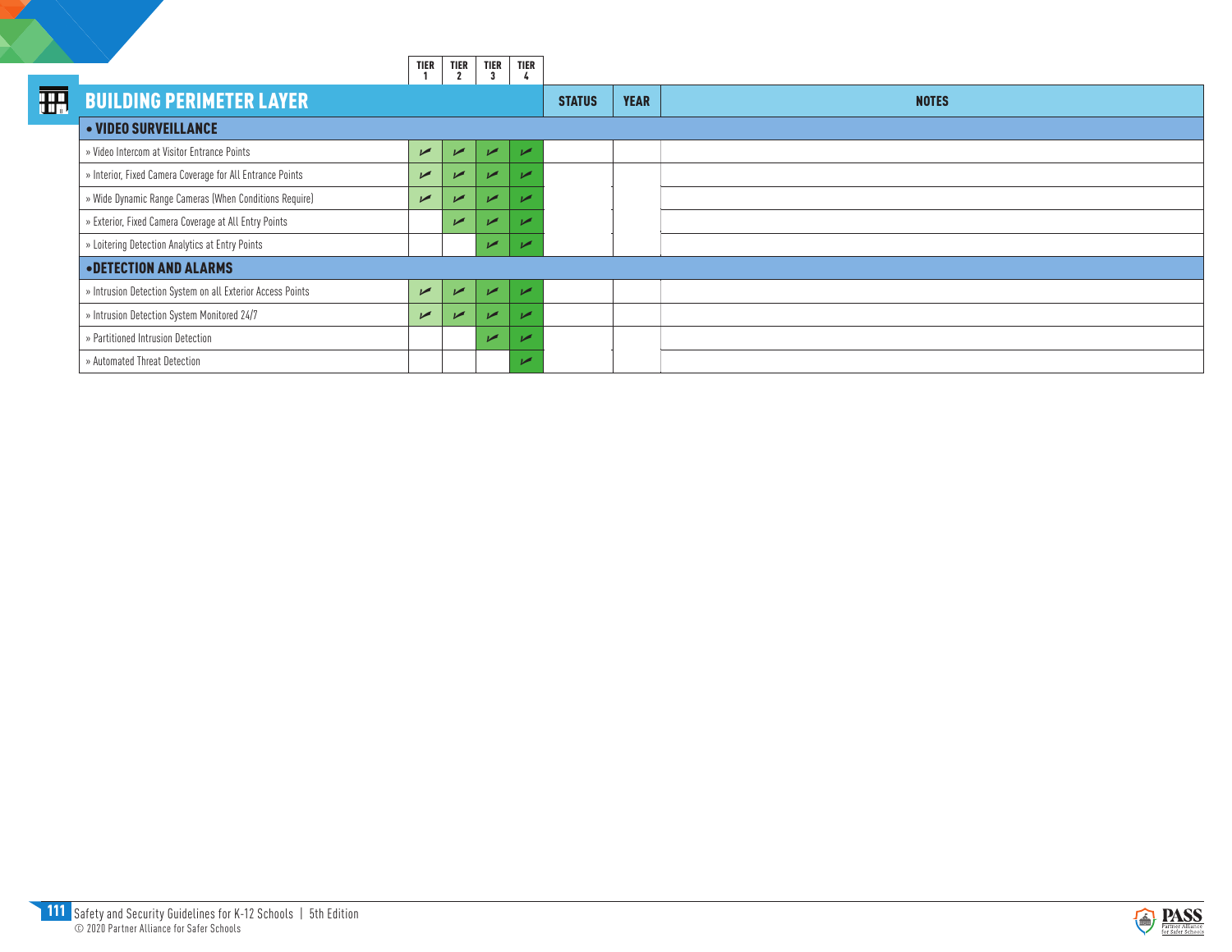| BUILDING PERIMETER LAYER | TIER 1 | TIER 2 | TIER 3 | TIER 4 | STATUS | YEAR | NOTES |
|---|---|---|---|---|---|---|---|
| **• VIDEO SURVEILLANCE** | | | | | | | |
| » Video Intercom at Visitor Entrance Points | ✓ | ✓ | ✓ | ✓ | | | |
| » Interior, Fixed Camera Coverage for All Entrance Points | ✓ | ✓ | ✓ | ✓ | | | |
| » Wide Dynamic Range Cameras (When Conditions Require) | ✓ | ✓ | ✓ | ✓ | | | |
| » Exterior, Fixed Camera Coverage at All Entry Points | | ✓ | ✓ | ✓ | | | |
| » Loitering Detection Analytics at Entry Points | | | ✓ | ✓ | | | |
| **•DETECTION AND ALARMS** | | | | | | | |
| » Intrusion Detection System on all Exterior Access Points | ✓ | ✓ | ✓ | ✓ | | | |
| » Intrusion Detection System Monitored 24/7 | ✓ | ✓ | ✓ | ✓ | | | |
| » Partitioned Intrusion Detection | | | ✓ | ✓ | | | |
| » Automated Threat Detection | | | | ✓ | | | |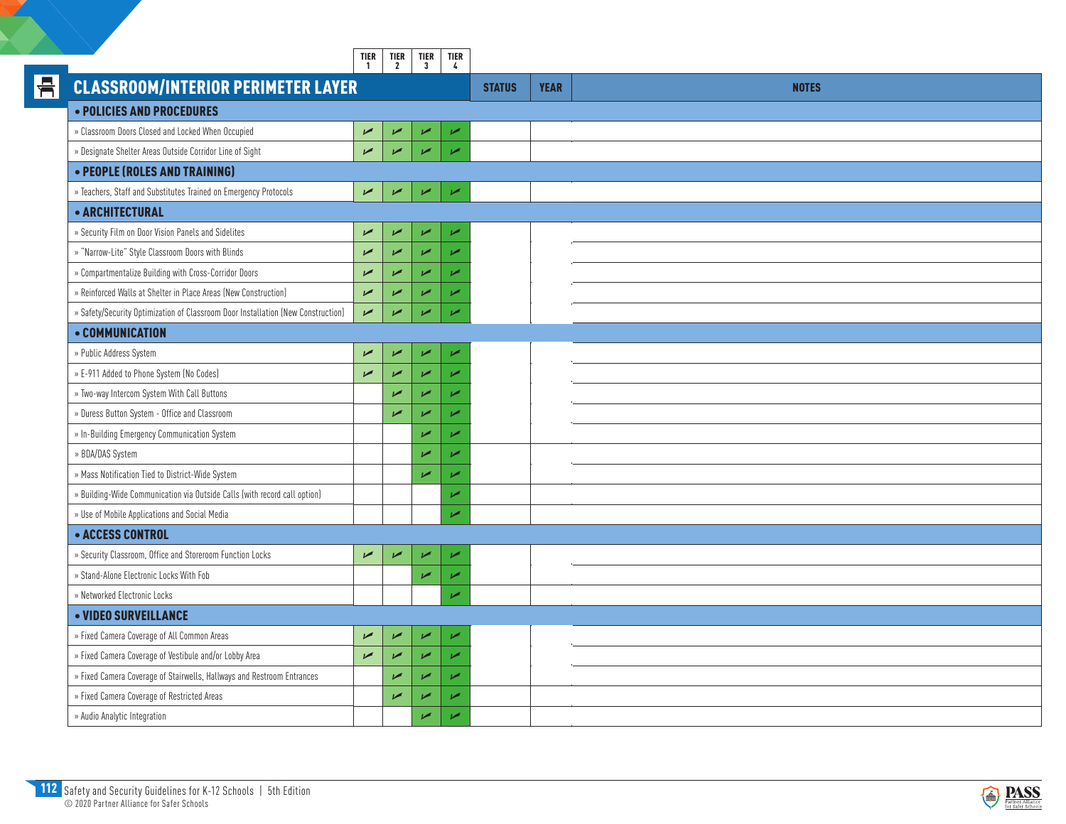| CLASSROOM/INTERIOR PERIMETER LAYER | TIER 1 | TIER 2 | TIER 3 | TIER 4 | STATUS | YEAR | NOTES |
|---|---|---|---|---|---|---|---|
| **• POLICIES AND PROCEDURES** | | | | | | | |
| » Classroom Doors Closed and Locked When Occupied | ✓ | ✓ | ✓ | ✓ | | | |
| » Designate Shelter Areas Outside Corridor Line of Sight | ✓ | ✓ | ✓ | ✓ | | | |
| **• PEOPLE (ROLES AND TRAINING)** | | | | | | | |
| » Teachers, Staff and Substitutes Trained on Emergency Protocols | ✓ | ✓ | ✓ | ✓ | | | |
| **• ARCHITECTURAL** | | | | | | | |
| » Security Film on Door Vision Panels and Sidelites | ✓ | ✓ | ✓ | ✓ | | | |
| » "Narrow-Lite" Style Classroom Doors with Blinds | ✓ | ✓ | ✓ | ✓ | | | |
| » Compartmentalize Building with Cross-Corridor Doors | ✓ | ✓ | ✓ | ✓ | | | |
| » Reinforced Walls at Shelter in Place Areas (New Construction) | ✓ | ✓ | ✓ | ✓ | | | |
| » Safety/Security Optimization of Classroom Door Installation (New Construction) | ✓ | ✓ | ✓ | ✓ | | | |
| **• COMMUNICATION** | | | | | | | |
| » Public Address System | ✓ | ✓ | ✓ | ✓ | | | |
| » E-911 Added to Phone System (No Codes) | ✓ | ✓ | ✓ | ✓ | | | |
| » Two-way Intercom System With Call Buttons | | ✓ | ✓ | ✓ | | | |
| » Duress Button System - Office and Classroom | | ✓ | ✓ | ✓ | | | |
| » In-Building Emergency Communication System | | | ✓ | ✓ | | | |
| » BDA/DAS System | | | ✓ | ✓ | | | |
| » Mass Notification Tied to District-Wide System | | | ✓ | ✓ | | | |
| » Building-Wide Communication via Outside Calls (with record call option) | | | | ✓ | | | |
| » Use of Mobile Applications and Social Media | | | | ✓ | | | |
| **• ACCESS CONTROL** | | | | | | | |
| » Security Classroom, Office and Storeroom Function Locks | ✓ | ✓ | ✓ | ✓ | | | |
| » Stand-Alone Electronic Locks With Fob | | | ✓ | ✓ | | | |
| » Networked Electronic Locks | | | | ✓ | | | |
| **• VIDEO SURVEILLANCE** | | | | | | | |
| » Fixed Camera Coverage of All Common Areas | ✓ | ✓ | ✓ | ✓ | | | |
| » Fixed Camera Coverage of Vestibule and/or Lobby Area | ✓ | ✓ | ✓ | ✓ | | | |
| » Fixed Camera Coverage of Stairwells, Hallways and Restroom Entrances | | ✓ | ✓ | ✓ | | | |
| » Fixed Camera Coverage of Restricted Areas | | ✓ | ✓ | ✓ | | | |
| » Audio Analytic Integration | | | ✓ | ✓ | | | |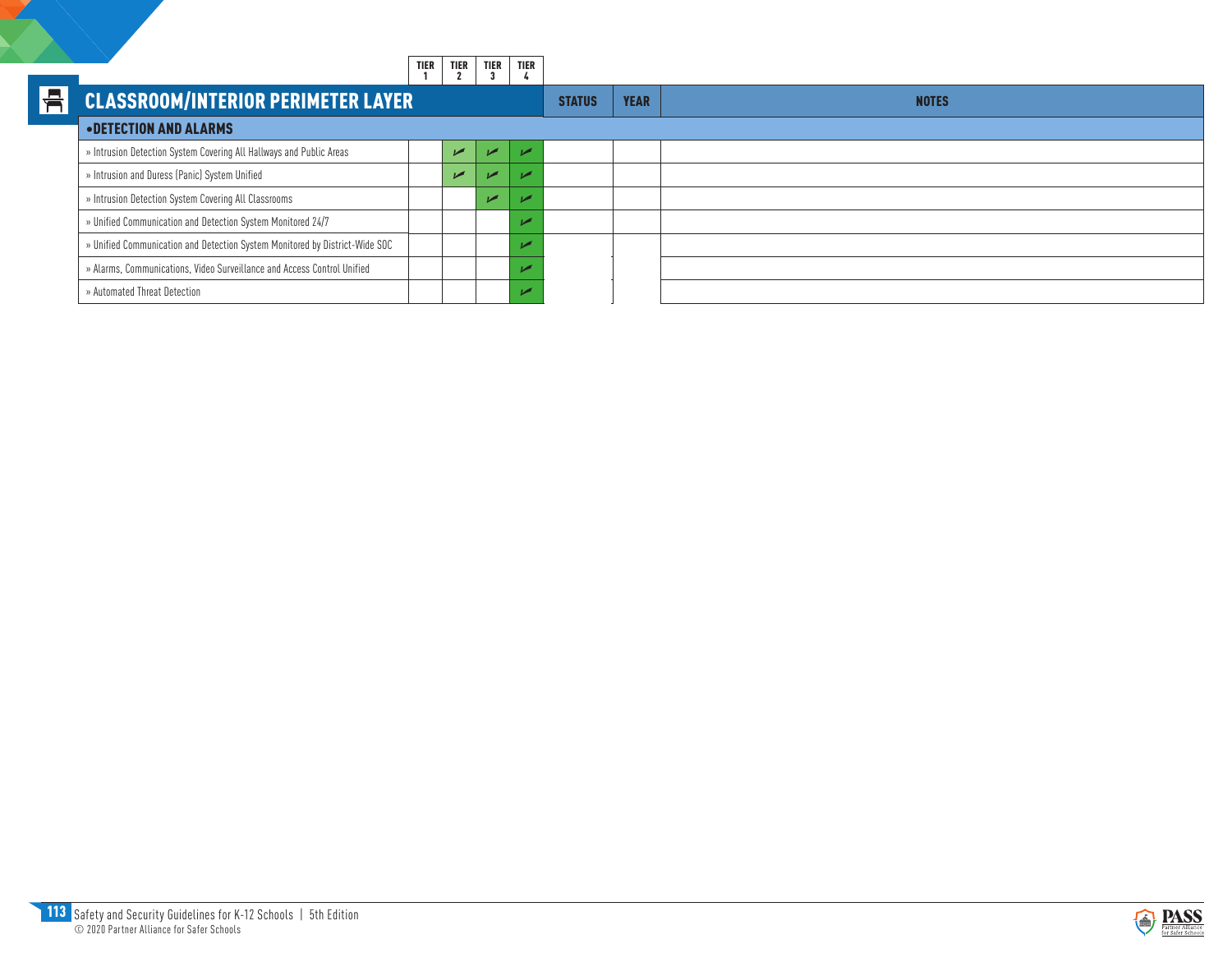## CLASSROOM/INTERIOR PERIMETER LAYER

| | TIER 1 | TIER 2 | TIER 3 | TIER 4 | STATUS | YEAR | NOTES |
|---|---|---|---|---|---|---|---|
| **•DETECTION AND ALARMS** | | | | | | | |
| » Intrusion Detection System Covering All Hallways and Public Areas | | ✓ | ✓ | ✓ | | | |
| » Intrusion and Duress (Panic) System Unified | | ✓ | ✓ | ✓ | | | |
| » Intrusion Detection System Covering All Classrooms | | | ✓ | ✓ | | | |
| » Unified Communication and Detection System Monitored 24/7 | | | | ✓ | | | |
| » Unified Communication and Detection System Monitored by District-Wide SOC | | | | ✓ | | | |
| » Alarms, Communications, Video Surveillance and Access Control Unified | | | | ✓ | | | |
| » Automated Threat Detection | | | | ✓ | | | |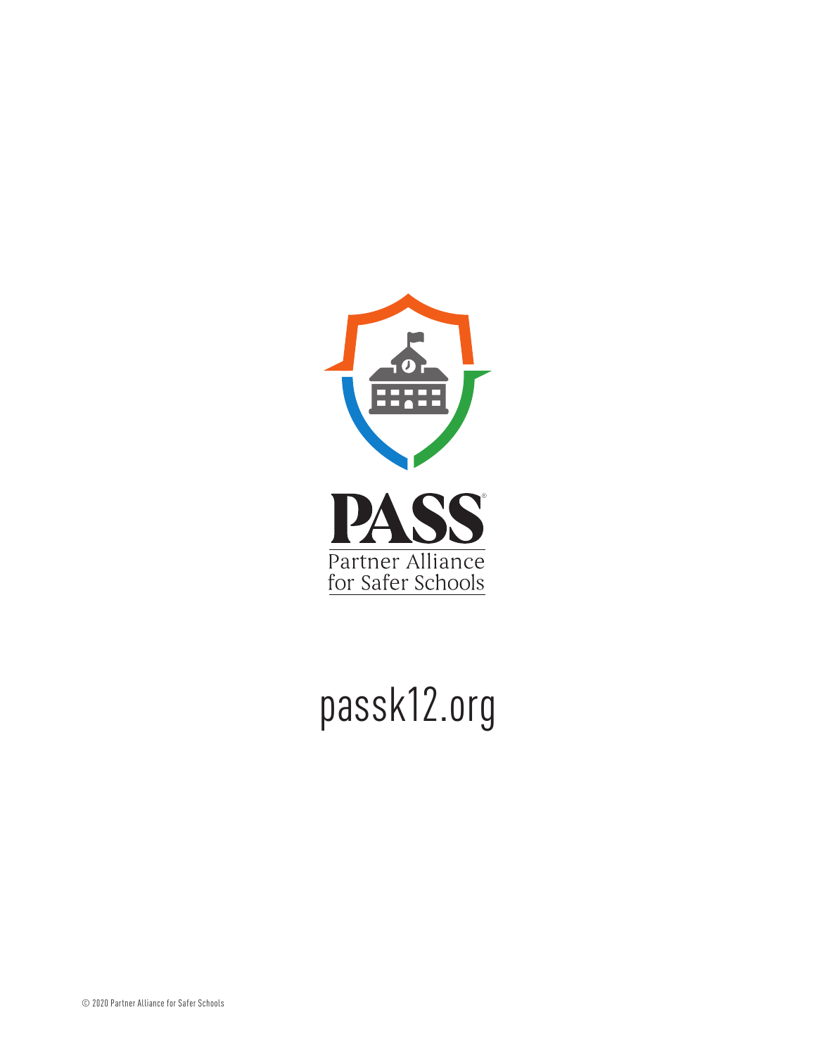PASS®

Partner Alliance for Safer Schools

passk12.org

© 2020 Partner Alliance for Safer Schools